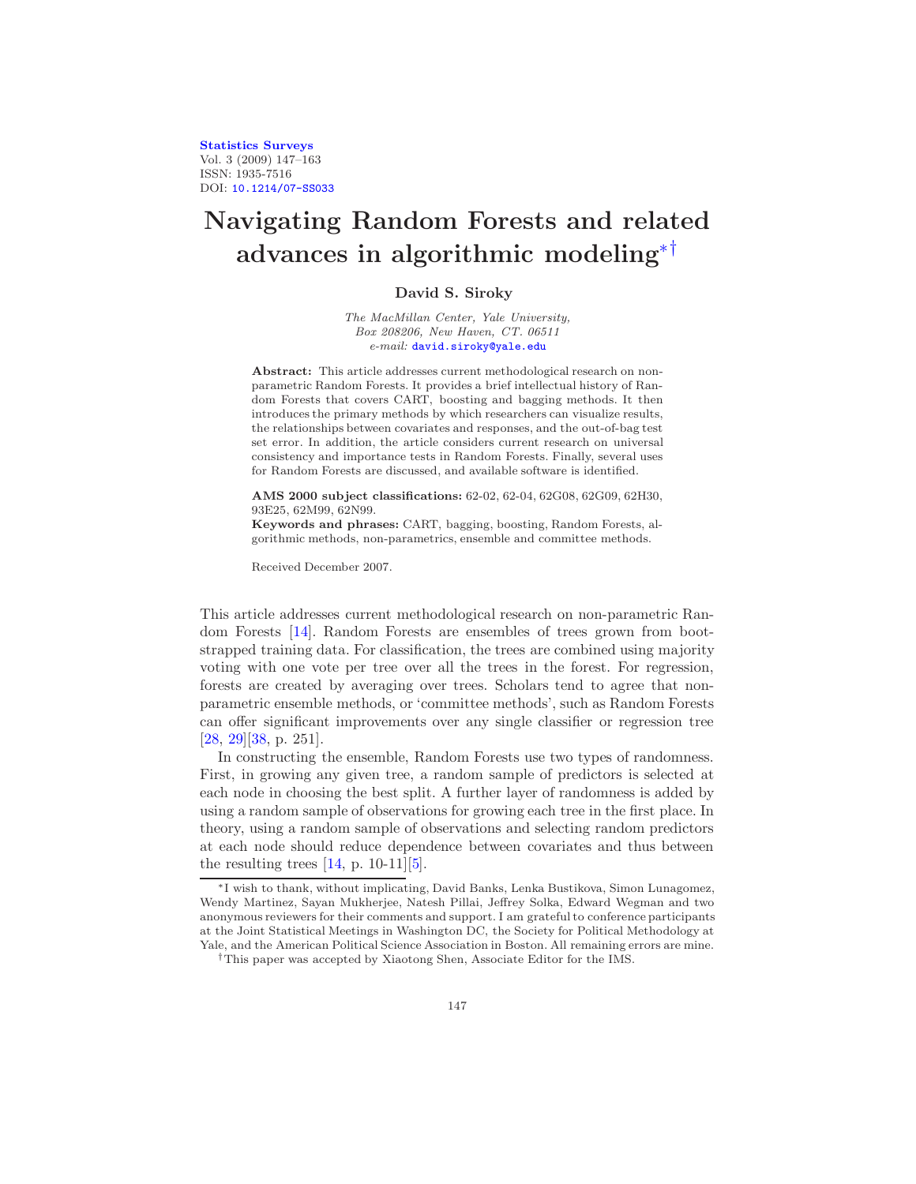Statistics Surveys
Vol. 3 (2009) 147–163
ISSN: 1935-7516
DOI: 10.1214/07-SS033

# Navigating Random Forests and related advances in algorithmic modeling[*] [†]

**David S. Siroky**

*The MacMillan Center, Yale University, Box 208206, New Haven, CT. 06511*
*e-mail:* david.siroky@yale.edu

**Abstract:** This article addresses current methodological research on non-parametric Random Forests. It provides a brief intellectual history of Random Forests that covers CART, boosting and bagging methods. It then introduces the primary methods by which researchers can visualize results, the relationships between covariates and responses, and the out-of-bag test set error. In addition, the article considers current research on universal consistency and importance tests in Random Forests. Finally, several uses for Random Forests are discussed, and available software is identified.

**AMS 2000 subject classifications:** 62-02, 62-04, 62G08, 62G09, 62H30, 93E25, 62M99, 62N99.

**Keywords and phrases:** CART, bagging, boosting, Random Forests, algorithmic methods, non-parametrics, ensemble and committee methods.

Received December 2007.

This article addresses current methodological research on non-parametric Random Forests [14]. Random Forests are ensembles of trees grown from bootstrapped training data. For classification, the trees are combined using majority voting with one vote per tree over all the trees in the forest. For regression, forests are created by averaging over trees. Scholars tend to agree that non-parametric ensemble methods, or 'committee methods', such as Random Forests can offer significant improvements over any single classifier or regression tree [28, 29][38, p. 251].

In constructing the ensemble, Random Forests use two types of randomness. First, in growing any given tree, a random sample of predictors is selected at each node in choosing the best split. A further layer of randomness is added by using a random sample of observations for growing each tree in the first place. In theory, using a random sample of observations and selecting random predictors at each node should reduce dependence between covariates and thus between the resulting trees [14, p. 10-11][5].

---

[*] I wish to thank, without implicating, David Banks, Lenka Bustikova, Simon Lunagomez, Wendy Martinez, Sayan Mukherjee, Natesh Pillai, Jeffrey Solka, Edward Wegman and two anonymous reviewers for their comments and support. I am grateful to conference participants at the Joint Statistical Meetings in Washington DC, the Society for Political Methodology at Yale, and the American Political Science Association in Boston. All remaining errors are mine.

[†] This paper was accepted by Xiaotong Shen, Associate Editor for the IMS.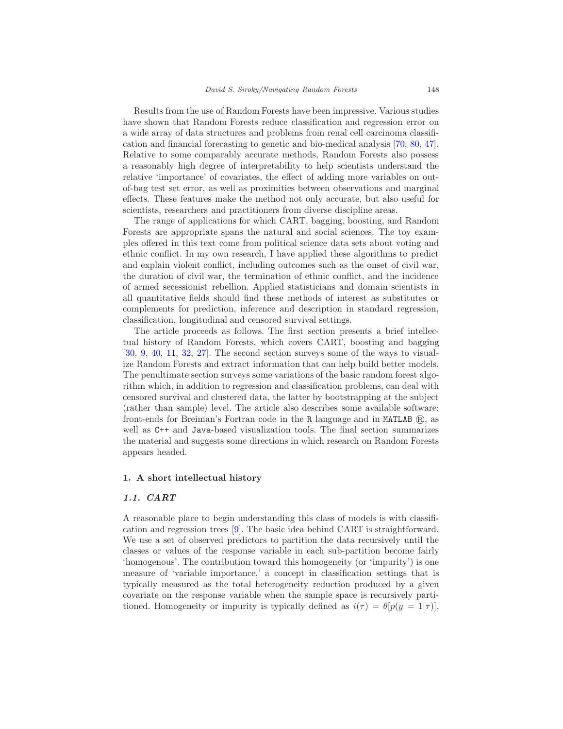Results from the use of Random Forests have been impressive. Various studies have shown that Random Forests reduce classification and regression error on a wide array of data structures and problems from renal cell carcinoma classification and financial forecasting to genetic and bio-medical analysis [70, 80, 47]. Relative to some comparably accurate methods, Random Forests also possess a reasonably high degree of interpretability to help scientists understand the relative 'importance' of covariates, the effect of adding more variables on out-of-bag test set error, as well as proximities between observations and marginal effects. These features make the method not only accurate, but also useful for scientists, researchers and practitioners from diverse discipline areas.

The range of applications for which CART, bagging, boosting, and Random Forests are appropriate spans the natural and social sciences. The toy examples offered in this text come from political science data sets about voting and ethnic conflict. In my own research, I have applied these algorithms to predict and explain violent conflict, including outcomes such as the onset of civil war, the duration of civil war, the termination of ethnic conflict, and the incidence of armed secessionist rebellion. Applied statisticians and domain scientists in all quantitative fields should find these methods of interest as substitutes or complements for prediction, inference and description in standard regression, classification, longitudinal and censored survival settings.

The article proceeds as follows. The first section presents a brief intellectual history of Random Forests, which covers CART, boosting and bagging [30, 9, 40, 11, 32, 27]. The second section surveys some of the ways to visualize Random Forests and extract information that can help build better models. The penultimate section surveys some variations of the basic random forest algorithm which, in addition to regression and classification problems, can deal with censored survival and clustered data, the latter by bootstrapping at the subject (rather than sample) level. The article also describes some available software: front-ends for Breiman's Fortran code in the `R` language and in `MATLAB` ®, as well as `C++` and `Java`-based visualization tools. The final section summarizes the material and suggests some directions in which research on Random Forests appears headed.

## 1. A short intellectual history

### 1.1. CART

A reasonable place to begin understanding this class of models is with classification and regression trees [9]. The basic idea behind CART is straightforward. We use a set of observed predictors to partition the data recursively until the classes or values of the response variable in each sub-partition become fairly 'homogenous'. The contribution toward this homogeneity (or 'impurity') is one measure of 'variable importance,' a concept in classification settings that is typically measured as the total heterogeneity reduction produced by a given covariate on the response variable when the sample space is recursively partitioned. Homogeneity or impurity is typically defined as $i(\tau) = \theta[p(y = 1|\tau)]$,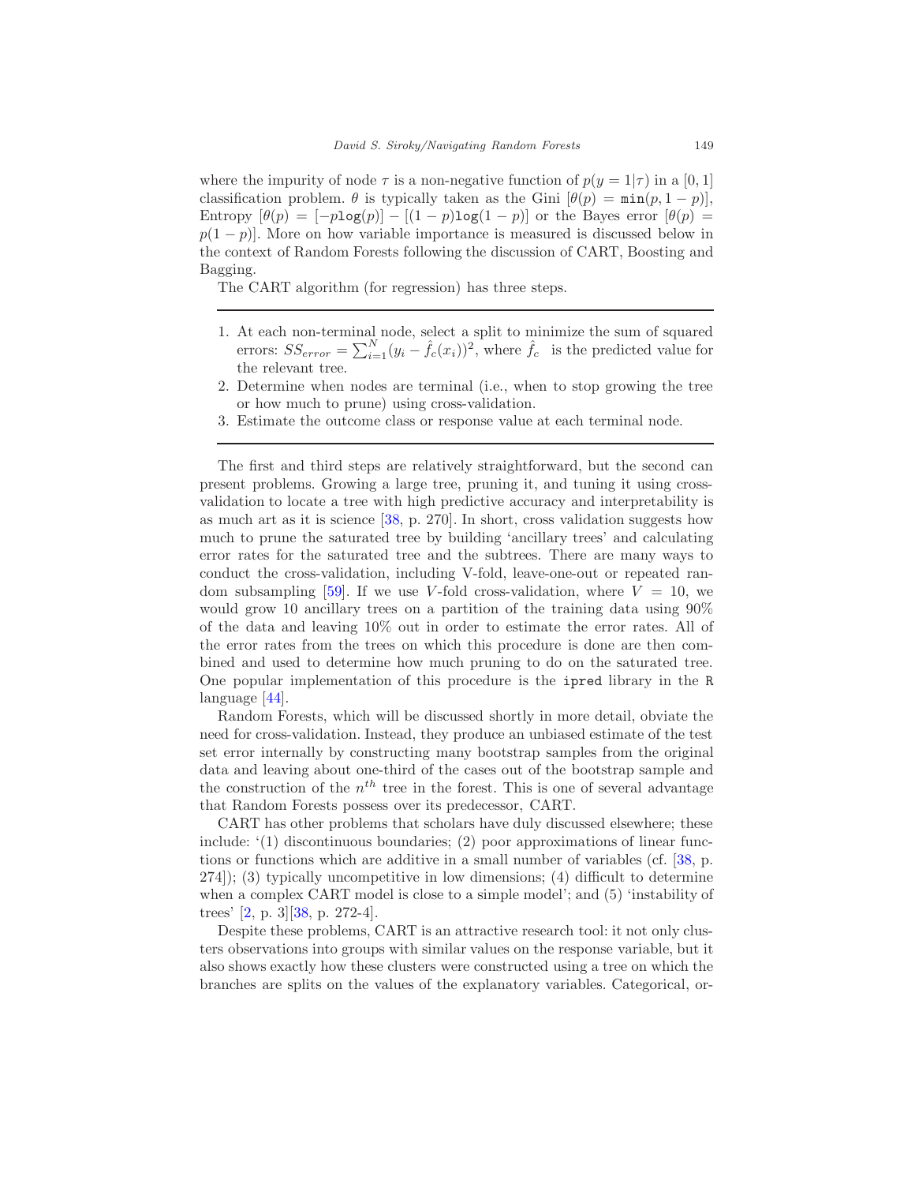where the impurity of node $\tau$ is a non-negative function of $p(y=1|\tau)$ in a $[0,1]$ classification problem. $\theta$ is typically taken as the Gini $[\theta(p) = \texttt{min}(p, 1-p)]$, Entropy $[\theta(p) = [-p\texttt{log}(p)] - [(1-p)\texttt{log}(1-p)]$ or the Bayes error $[\theta(p) = p(1-p)]$. More on how variable importance is measured is discussed below in the context of Random Forests following the discussion of CART, Boosting and Bagging.

The CART algorithm (for regression) has three steps.

---

1. At each non-terminal node, select a split to minimize the sum of squared errors: $SS_{error} = \sum_{i=1}^{N}(y_i - \hat{f}_c(x_i))^2$, where $\hat{f}_c$ is the predicted value for the relevant tree.
2. Determine when nodes are terminal (i.e., when to stop growing the tree or how much to prune) using cross-validation.
3. Estimate the outcome class or response value at each terminal node.

---

The first and third steps are relatively straightforward, but the second can present problems. Growing a large tree, pruning it, and tuning it using cross-validation to locate a tree with high predictive accuracy and interpretability is as much art as it is science [38, p. 270]. In short, cross validation suggests how much to prune the saturated tree by building 'ancillary trees' and calculating error rates for the saturated tree and the subtrees. There are many ways to conduct the cross-validation, including V-fold, leave-one-out or repeated random subsampling [59]. If we use $V$-fold cross-validation, where $V = 10$, we would grow 10 ancillary trees on a partition of the training data using 90% of the data and leaving 10% out in order to estimate the error rates. All of the error rates from the trees on which this procedure is done are then combined and used to determine how much pruning to do on the saturated tree. One popular implementation of this procedure is the `ipred` library in the `R` language [44].

Random Forests, which will be discussed shortly in more detail, obviate the need for cross-validation. Instead, they produce an unbiased estimate of the test set error internally by constructing many bootstrap samples from the original data and leaving about one-third of the cases out of the bootstrap sample and the construction of the $n^{th}$ tree in the forest. This is one of several advantage that Random Forests possess over its predecessor, CART.

CART has other problems that scholars have duly discussed elsewhere; these include: '(1) discontinuous boundaries; (2) poor approximations of linear functions or functions which are additive in a small number of variables (cf. [38, p. 274]); (3) typically uncompetitive in low dimensions; (4) difficult to determine when a complex CART model is close to a simple model'; and (5) 'instability of trees' [2, p. 3][38, p. 272-4].

Despite these problems, CART is an attractive research tool: it not only clusters observations into groups with similar values on the response variable, but it also shows exactly how these clusters were constructed using a tree on which the branches are splits on the values of the explanatory variables. Categorical, or-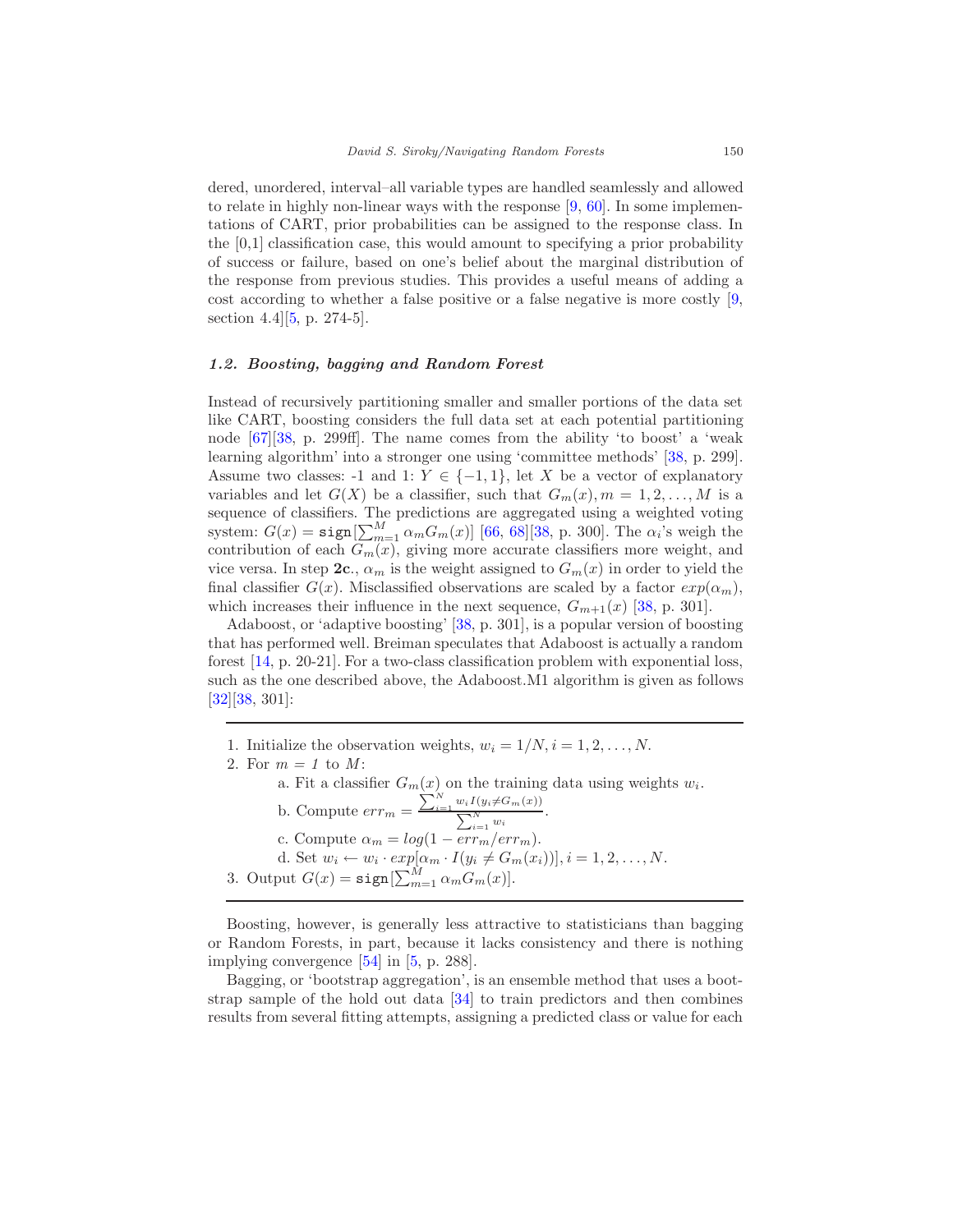dered, unordered, interval–all variable types are handled seamlessly and allowed to relate in highly non-linear ways with the response [9, 60]. In some implementations of CART, prior probabilities can be assigned to the response class. In the [0,1] classification case, this would amount to specifying a prior probability of success or failure, based on one's belief about the marginal distribution of the response from previous studies. This provides a useful means of adding a cost according to whether a false positive or a false negative is more costly [9, section 4.4][5, p. 274-5].

### *1.2. Boosting, bagging and Random Forest*

Instead of recursively partitioning smaller and smaller portions of the data set like CART, boosting considers the full data set at each potential partitioning node [67][38, p. 299ff]. The name comes from the ability 'to boost' a 'weak learning algorithm' into a stronger one using 'committee methods' [38, p. 299]. Assume two classes: -1 and 1: $Y \in \{-1, 1\}$, let $X$ be a vector of explanatory variables and let $G(X)$ be a classifier, such that $G_m(x), m = 1, 2, \ldots, M$ is a sequence of classifiers. The predictions are aggregated using a weighted voting system: $G(x) = \texttt{sign}[\sum_{m=1}^{M} \alpha_m G_m(x)]$ [66, 68][38, p. 300]. The $\alpha_i$'s weigh the contribution of each $G_m(x)$, giving more accurate classifiers more weight, and vice versa. In step **2c.**, $\alpha_m$ is the weight assigned to $G_m(x)$ in order to yield the final classifier $G(x)$. Misclassified observations are scaled by a factor $exp(\alpha_m)$, which increases their influence in the next sequence, $G_{m+1}(x)$ [38, p. 301].

Adaboost, or 'adaptive boosting' [38, p. 301], is a popular version of boosting that has performed well. Breiman speculates that Adaboost is actually a random forest [14, p. 20-21]. For a two-class classification problem with exponential loss, such as the one described above, the Adaboost.M1 algorithm is given as follows [32][38, 301]:

---

1. Initialize the observation weights, $w_i = 1/N, i = 1, 2, \ldots, N$.
2. For $m = 1$ to $M$:
   - a. Fit a classifier $G_m(x)$ on the training data using weights $w_i$.
   - b. Compute $err_m = \frac{\sum_{i=1}^{N} w_i I(y_i \neq G_m(x))}{\sum_{i=1}^{N} w_i}$.
   - c. Compute $\alpha_m = log(1 - err_m/err_m)$.
   - d. Set $w_i \leftarrow w_i \cdot exp[\alpha_m \cdot I(y_i \neq G_m(x_i))], i = 1, 2, \ldots, N$.
3. Output $G(x) = \texttt{sign}[\sum_{m=1}^{M} \alpha_m G_m(x)]$.

---

Boosting, however, is generally less attractive to statisticians than bagging or Random Forests, in part, because it lacks consistency and there is nothing implying convergence [54] in [5, p. 288].

Bagging, or 'bootstrap aggregation', is an ensemble method that uses a bootstrap sample of the hold out data [34] to train predictors and then combines results from several fitting attempts, assigning a predicted class or value for each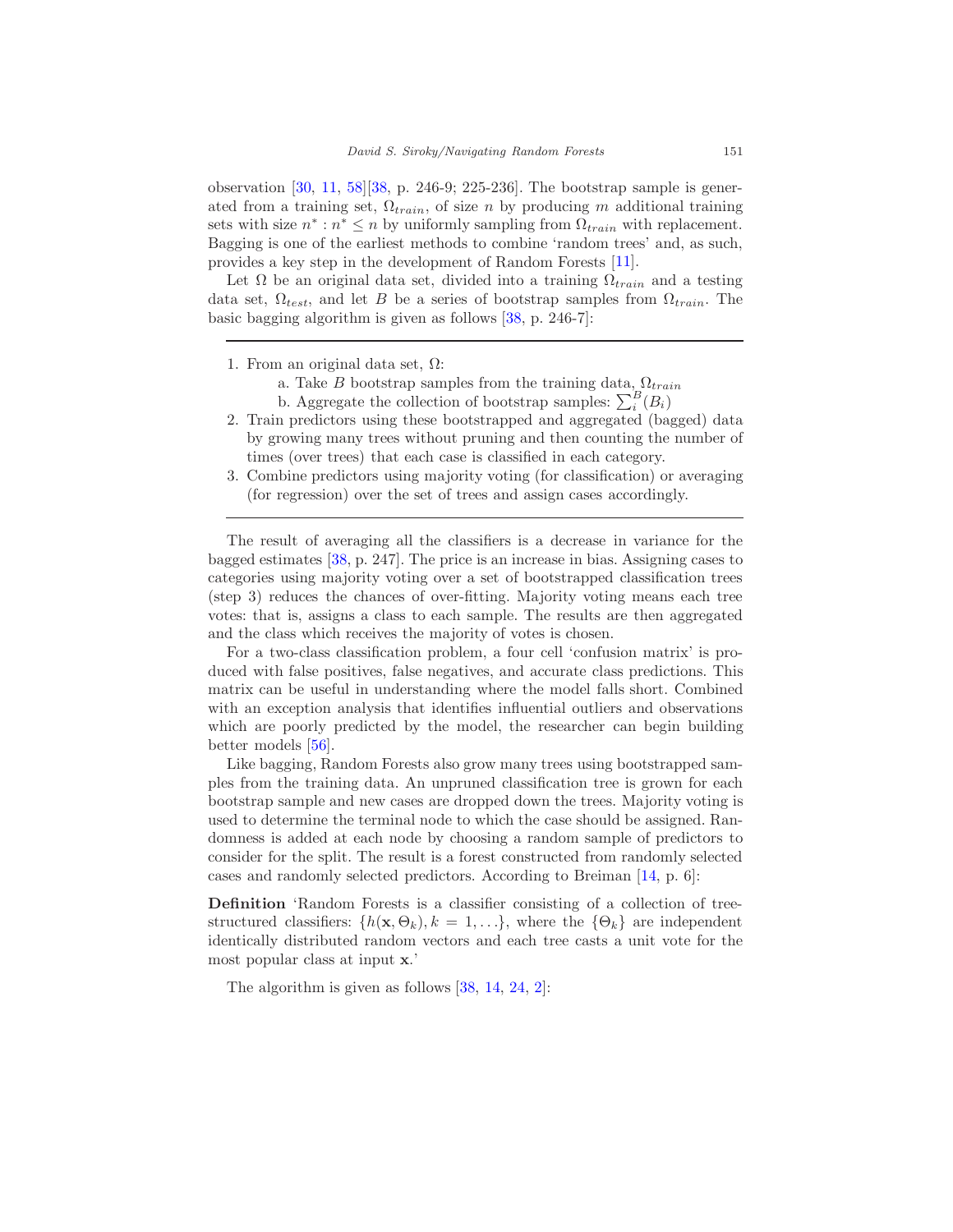observation [30, 11, 58][38, p. 246-9; 225-236]. The bootstrap sample is generated from a training set, $\Omega_{train}$, of size $n$ by producing $m$ additional training sets with size $n^* : n^* \leq n$ by uniformly sampling from $\Omega_{train}$ with replacement. Bagging is one of the earliest methods to combine 'random trees' and, as such, provides a key step in the development of Random Forests [11].

Let $\Omega$ be an original data set, divided into a training $\Omega_{train}$ and a testing data set, $\Omega_{test}$, and let $B$ be a series of bootstrap samples from $\Omega_{train}$. The basic bagging algorithm is given as follows [38, p. 246-7]:

---

1. From an original data set, $\Omega$:
   a. Take $B$ bootstrap samples from the training data, $\Omega_{train}$
   b. Aggregate the collection of bootstrap samples: $\sum_i^B (B_i)$
2. Train predictors using these bootstrapped and aggregated (bagged) data by growing many trees without pruning and then counting the number of times (over trees) that each case is classified in each category.
3. Combine predictors using majority voting (for classification) or averaging (for regression) over the set of trees and assign cases accordingly.

---

The result of averaging all the classifiers is a decrease in variance for the bagged estimates [38, p. 247]. The price is an increase in bias. Assigning cases to categories using majority voting over a set of bootstrapped classification trees (step 3) reduces the chances of over-fitting. Majority voting means each tree votes: that is, assigns a class to each sample. The results are then aggregated and the class which receives the majority of votes is chosen.

For a two-class classification problem, a four cell 'confusion matrix' is produced with false positives, false negatives, and accurate class predictions. This matrix can be useful in understanding where the model falls short. Combined with an exception analysis that identifies influential outliers and observations which are poorly predicted by the model, the researcher can begin building better models [56].

Like bagging, Random Forests also grow many trees using bootstrapped samples from the training data. An unpruned classification tree is grown for each bootstrap sample and new cases are dropped down the trees. Majority voting is used to determine the terminal node to which the case should be assigned. Randomness is added at each node by choosing a random sample of predictors to consider for the split. The result is a forest constructed from randomly selected cases and randomly selected predictors. According to Breiman [14, p. 6]:

**Definition** 'Random Forests is a classifier consisting of a collection of tree-structured classifiers: $\{h(\mathbf{x}, \Theta_k), k = 1, \ldots\}$, where the $\{\Theta_k\}$ are independent identically distributed random vectors and each tree casts a unit vote for the most popular class at input $\mathbf{x}$.'

The algorithm is given as follows [38, 14, 24, 2]: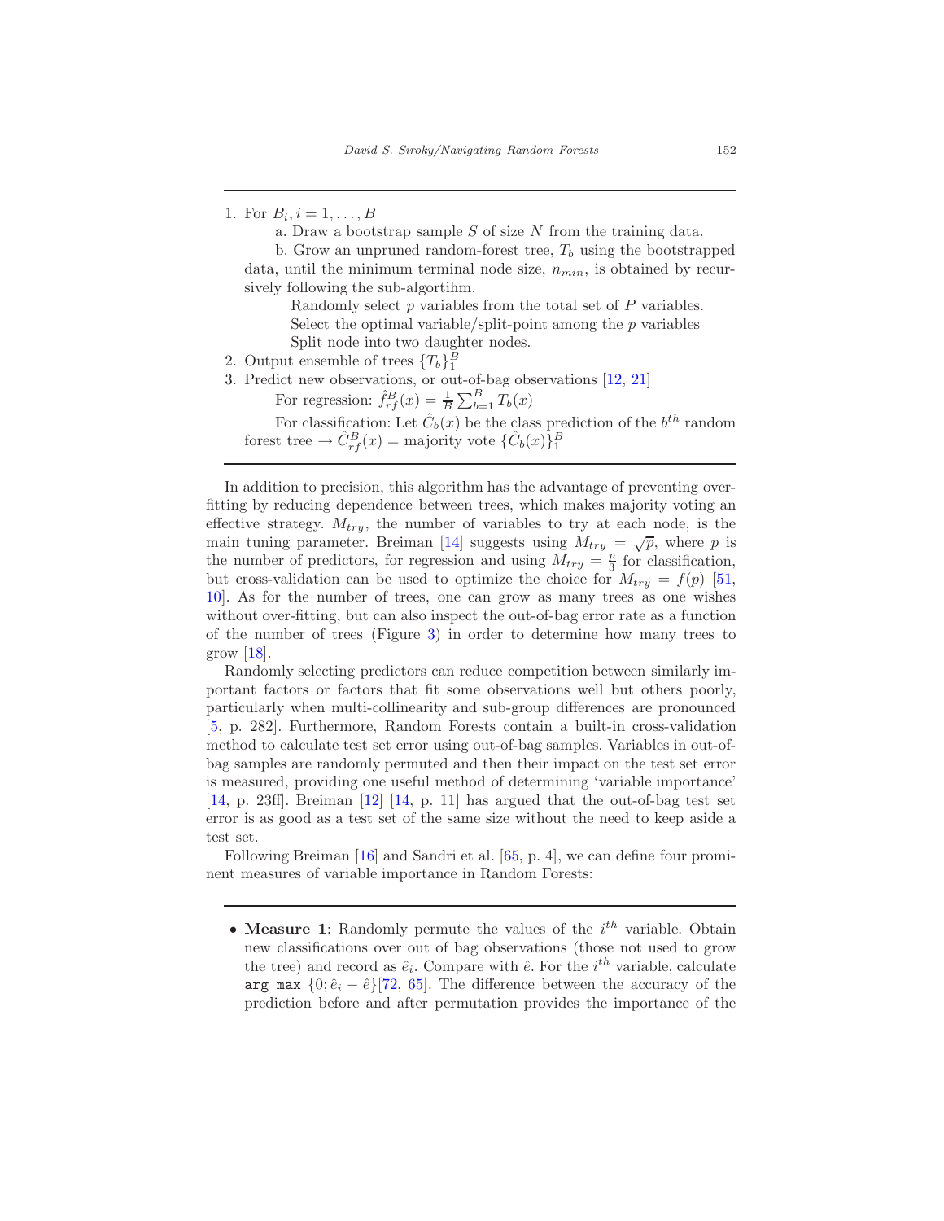1. For $B_i, i = 1, \ldots, B$

   a. Draw a bootstrap sample $S$ of size $N$ from the training data.

   b. Grow an unpruned random-forest tree, $T_b$ using the bootstrapped data, until the minimum terminal node size, $n_{min}$, is obtained by recursively following the sub-algortihm.

      Randomly select $p$ variables from the total set of $P$ variables.
      Select the optimal variable/split-point among the $p$ variables
      Split node into two daughter nodes.

2. Output ensemble of trees $\{T_b\}_1^B$
3. Predict new observations, or out-of-bag observations [12, 21]

   For regression: $\hat{f}_{rf}^B(x) = \frac{1}{B}\sum_{b=1}^{B} T_b(x)$

   For classification: Let $\hat{C}_b(x)$ be the class prediction of the $b^{th}$ random forest tree $\rightarrow \hat{C}_{rf}^B(x) =$ majority vote $\{\hat{C}_b(x)\}_1^B$

In addition to precision, this algorithm has the advantage of preventing overfitting by reducing dependence between trees, which makes majority voting an effective strategy. $M_{try}$, the number of variables to try at each node, is the main tuning parameter. Breiman [14] suggests using $M_{try} = \sqrt{p}$, where $p$ is the number of predictors, for regression and using $M_{try} = \frac{p}{3}$ for classification, but cross-validation can be used to optimize the choice for $M_{try} = f(p)$ [51, 10]. As for the number of trees, one can grow as many trees as one wishes without over-fitting, but can also inspect the out-of-bag error rate as a function of the number of trees (Figure 3) in order to determine how many trees to grow [18].

Randomly selecting predictors can reduce competition between similarly important factors or factors that fit some observations well but others poorly, particularly when multi-collinearity and sub-group differences are pronounced [5, p. 282]. Furthermore, Random Forests contain a built-in cross-validation method to calculate test set error using out-of-bag samples. Variables in out-of-bag samples are randomly permuted and then their impact on the test set error is measured, providing one useful method of determining 'variable importance' [14, p. 23ff]. Breiman [12] [14, p. 11] has argued that the out-of-bag test set error is as good as a test set of the same size without the need to keep aside a test set.

Following Breiman [16] and Sandri et al. [65, p. 4], we can define four prominent measures of variable importance in Random Forests:

- **Measure 1**: Randomly permute the values of the $i^{th}$ variable. Obtain new classifications over out of bag observations (those not used to grow the tree) and record as $\hat{e}_i$. Compare with $\hat{e}$. For the $i^{th}$ variable, calculate $\texttt{arg max}\ \{0; \hat{e}_i - \hat{e}\}$[72, 65]. The difference between the accuracy of the prediction before and after permutation provides the importance of the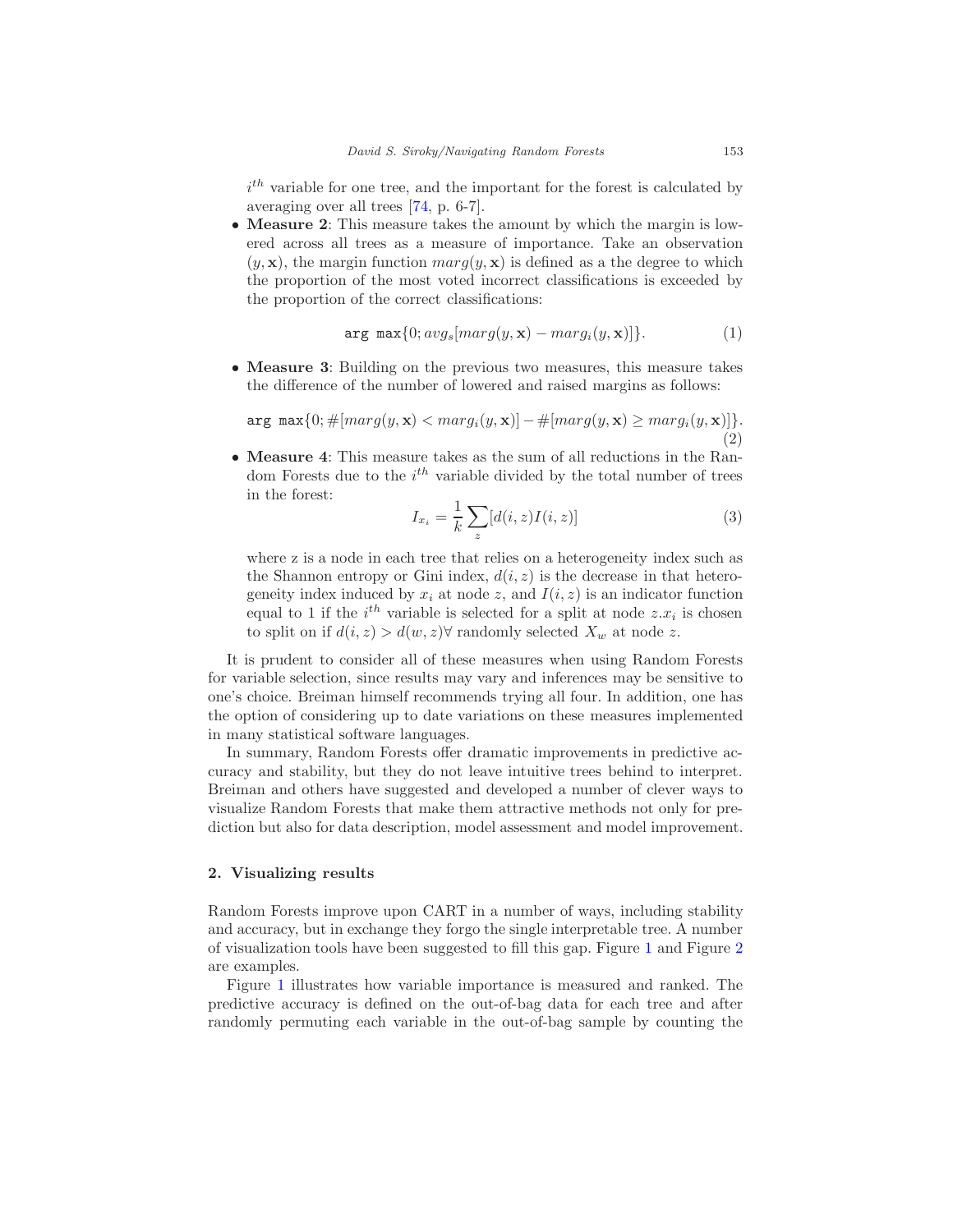$i^{th}$ variable for one tree, and the important for the forest is calculated by averaging over all trees [74, p. 6-7].

- **Measure 2**: This measure takes the amount by which the margin is lowered across all trees as a measure of importance. Take an observation $(y, \mathbf{x})$, the margin function $marg(y, \mathbf{x})$ is defined as a the degree to which the proportion of the most voted incorrect classifications is exceeded by the proportion of the correct classifications:

$$\texttt{arg max}\{0; avg_s[marg(y, \mathbf{x}) - marg_i(y, \mathbf{x})]\}. \tag{1}$$

- **Measure 3**: Building on the previous two measures, this measure takes the difference of the number of lowered and raised margins as follows:

$$\texttt{arg max}\{0; \#[marg(y, \mathbf{x}) < marg_i(y, \mathbf{x})] - \#[marg(y, \mathbf{x}) \geq marg_i(y, \mathbf{x})]\}. \tag{2}$$

- **Measure 4**: This measure takes as the sum of all reductions in the Random Forests due to the $i^{th}$ variable divided by the total number of trees in the forest:

$$I_{x_i} = \frac{1}{k} \sum_z [d(i, z) I(i, z)] \tag{3}$$

where z is a node in each tree that relies on a heterogeneity index such as the Shannon entropy or Gini index, $d(i, z)$ is the decrease in that heterogeneity index induced by $x_i$ at node $z$, and $I(i, z)$ is an indicator function equal to 1 if the $i^{th}$ variable is selected for a split at node $z.x_i$ is chosen to split on if $d(i, z) > d(w, z) \forall$ randomly selected $X_w$ at node $z$.

It is prudent to consider all of these measures when using Random Forests for variable selection, since results may vary and inferences may be sensitive to one's choice. Breiman himself recommends trying all four. In addition, one has the option of considering up to date variations on these measures implemented in many statistical software languages.

In summary, Random Forests offer dramatic improvements in predictive accuracy and stability, but they do not leave intuitive trees behind to interpret. Breiman and others have suggested and developed a number of clever ways to visualize Random Forests that make them attractive methods not only for prediction but also for data description, model assessment and model improvement.

## 2. Visualizing results

Random Forests improve upon CART in a number of ways, including stability and accuracy, but in exchange they forgo the single interpretable tree. A number of visualization tools have been suggested to fill this gap. Figure 1 and Figure 2 are examples.

Figure 1 illustrates how variable importance is measured and ranked. The predictive accuracy is defined on the out-of-bag data for each tree and after randomly permuting each variable in the out-of-bag sample by counting the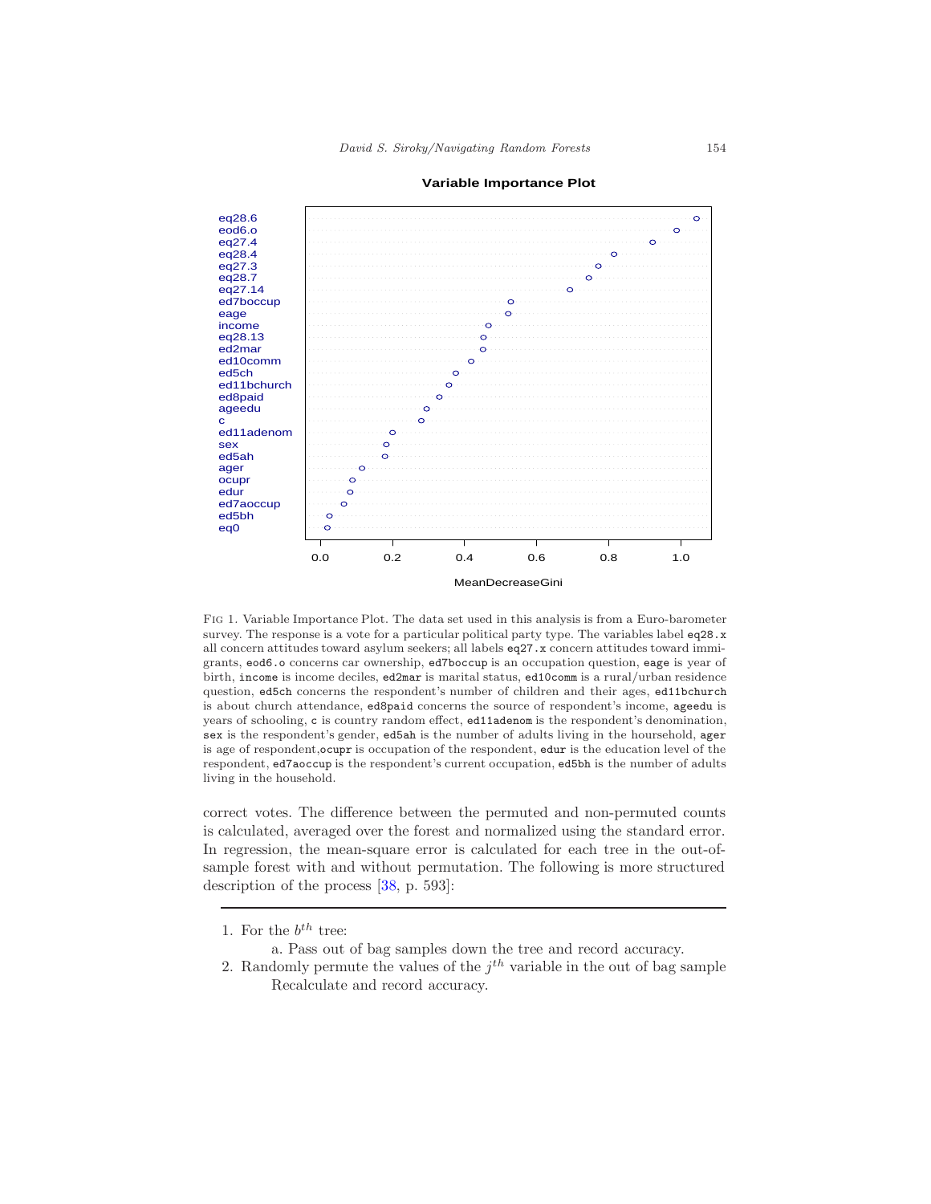**Variable Importance Plot**

Fig 1. Variable Importance Plot. The data set used in this analysis is from a Euro-barometer survey. The response is a vote for a particular political party type. The variables label `eq28.x` all concern attitudes toward asylum seekers; all labels `eq27.x` concern attitudes toward immigrants, `eod6.o` concerns car ownership, `ed7boccup` is an occupation question, `eage` is year of birth, `income` is income deciles, `ed2mar` is marital status, `ed10comm` is a rural/urban residence question, `ed5ch` concerns the respondent's number of children and their ages, `ed11bchurch` is about church attendance, `ed8paid` concerns the source of respondent's income, `ageedu` is years of schooling, `c` is country random effect, `ed11adenom` is the respondent's denomination, `sex` is the respondent's gender, `ed5ah` is the number of adults living in the hourshold, `ager` is age of respondent,`ocupr` is occupation of the respondent, `edur` is the education level of the respondent, `ed7aoccup` is the respondent's current occupation, `ed5bh` is the number of adults living in the household.

correct votes. The difference between the permuted and non-permuted counts is calculated, averaged over the forest and normalized using the standard error. In regression, the mean-square error is calculated for each tree in the out-of-sample forest with and without permutation. The following is more structured description of the process [38, p. 593]:

---

1. For the $b^{th}$ tree:
   a. Pass out of bag samples down the tree and record accuracy.
2. Randomly permute the values of the $j^{th}$ variable in the out of bag sample Recalculate and record accuracy.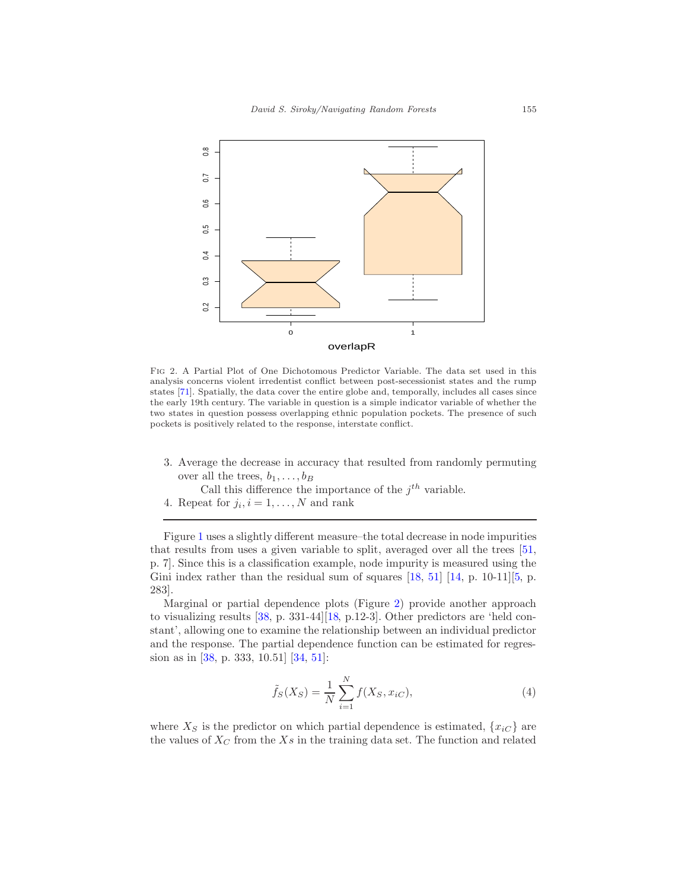FIG 2. A Partial Plot of One Dichotomous Predictor Variable. The data set used in this analysis concerns violent irredentist conflict between post-secessionist states and the rump states [71]. Spatially, the data cover the entire globe and, temporally, includes all cases since the early 19th century. The variable in question is a simple indicator variable of whether the two states in question possess overlapping ethnic population pockets. The presence of such pockets is positively related to the response, interstate conflict.

3. Average the decrease in accuracy that resulted from randomly permuting over all the trees, $b_1, \ldots, b_B$

   Call this difference the importance of the $j^{th}$ variable.
4. Repeat for $j_i, i = 1, \ldots, N$ and rank

---

Figure 1 uses a slightly different measure–the total decrease in node impurities that results from uses a given variable to split, averaged over all the trees [51, p. 7]. Since this is a classification example, node impurity is measured using the Gini index rather than the residual sum of squares [18, 51] [14, p. 10-11][5, p. 283].

Marginal or partial dependence plots (Figure 2) provide another approach to visualizing results [38, p. 331-44][18, p.12-3]. Other predictors are 'held constant', allowing one to examine the relationship between an individual predictor and the response. The partial dependence function can be estimated for regression as in [38, p. 333, 10.51] [34, 51]:

$$\tilde{f}_S(X_S) = \frac{1}{N} \sum_{i=1}^{N} f(X_S, x_{iC}), \tag{4}$$

where $X_S$ is the predictor on which partial dependence is estimated, $\{x_{iC}\}$ are the values of $X_C$ from the $X$s in the training data set. The function and related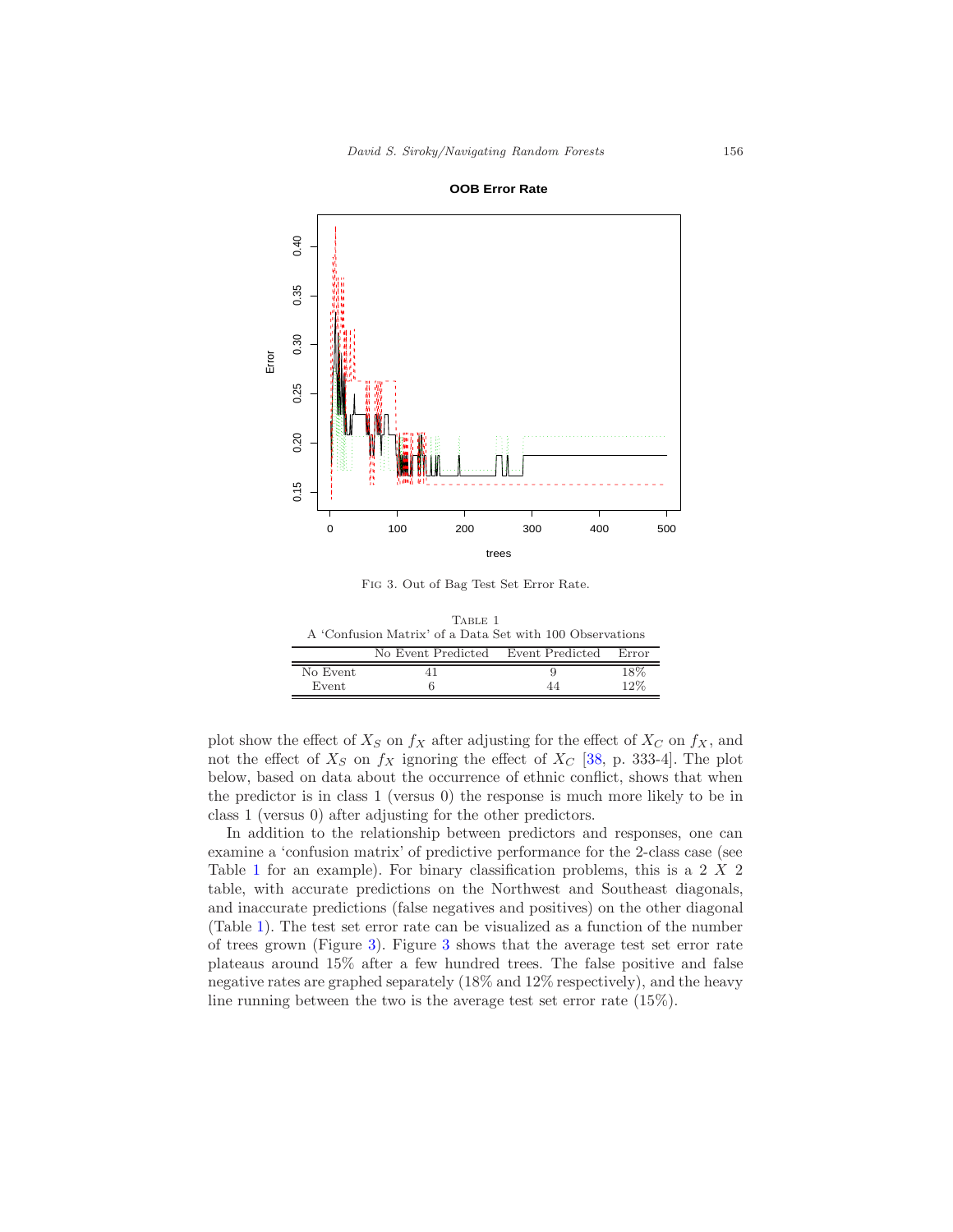Fig 3. Out of Bag Test Set Error Rate.

Table 1

A 'Confusion Matrix' of a Data Set with 100 Observations

| | No Event Predicted | Event Predicted | Error |
|---|---|---|---|
| No Event | 41 | 9 | 18% |
| Event | 6 | 44 | 12% |

plot show the effect of $X_S$ on $f_X$ after adjusting for the effect of $X_C$ on $f_X$, and not the effect of $X_S$ on $f_X$ ignoring the effect of $X_C$ [38, p. 333-4]. The plot below, based on data about the occurrence of ethnic conflict, shows that when the predictor is in class 1 (versus 0) the response is much more likely to be in class 1 (versus 0) after adjusting for the other predictors.

In addition to the relationship between predictors and responses, one can examine a 'confusion matrix' of predictive performance for the 2-class case (see Table 1 for an example). For binary classification problems, this is a 2 $X$ 2 table, with accurate predictions on the Northwest and Southeast diagonals, and inaccurate predictions (false negatives and positives) on the other diagonal (Table 1). The test set error rate can be visualized as a function of the number of trees grown (Figure 3). Figure 3 shows that the average test set error rate plateaus around 15% after a few hundred trees. The false positive and false negative rates are graphed separately (18% and 12% respectively), and the heavy line running between the two is the average test set error rate (15%).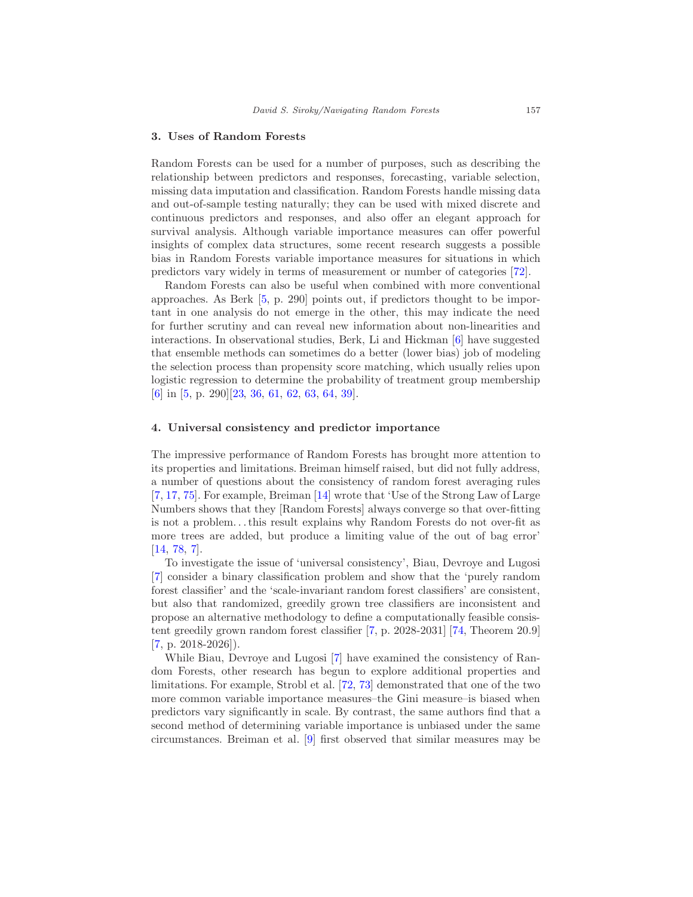## 3. Uses of Random Forests

Random Forests can be used for a number of purposes, such as describing the relationship between predictors and responses, forecasting, variable selection, missing data imputation and classification. Random Forests handle missing data and out-of-sample testing naturally; they can be used with mixed discrete and continuous predictors and responses, and also offer an elegant approach for survival analysis. Although variable importance measures can offer powerful insights of complex data structures, some recent research suggests a possible bias in Random Forests variable importance measures for situations in which predictors vary widely in terms of measurement or number of categories [72].

Random Forests can also be useful when combined with more conventional approaches. As Berk [5, p. 290] points out, if predictors thought to be important in one analysis do not emerge in the other, this may indicate the need for further scrutiny and can reveal new information about non-linearities and interactions. In observational studies, Berk, Li and Hickman [6] have suggested that ensemble methods can sometimes do a better (lower bias) job of modeling the selection process than propensity score matching, which usually relies upon logistic regression to determine the probability of treatment group membership [6] in [5, p. 290][23, 36, 61, 62, 63, 64, 39].

## 4. Universal consistency and predictor importance

The impressive performance of Random Forests has brought more attention to its properties and limitations. Breiman himself raised, but did not fully address, a number of questions about the consistency of random forest averaging rules [7, 17, 75]. For example, Breiman [14] wrote that 'Use of the Strong Law of Large Numbers shows that they [Random Forests] always converge so that over-fitting is not a problem. . . this result explains why Random Forests do not over-fit as more trees are added, but produce a limiting value of the out of bag error' [14, 78, 7].

To investigate the issue of 'universal consistency', Biau, Devroye and Lugosi [7] consider a binary classification problem and show that the 'purely random forest classifier' and the 'scale-invariant random forest classifiers' are consistent, but also that randomized, greedily grown tree classifiers are inconsistent and propose an alternative methodology to define a computationally feasible consistent greedily grown random forest classifier [7, p. 2028-2031] [74, Theorem 20.9] [7, p. 2018-2026]).

While Biau, Devroye and Lugosi [7] have examined the consistency of Random Forests, other research has begun to explore additional properties and limitations. For example, Strobl et al. [72, 73] demonstrated that one of the two more common variable importance measures–the Gini measure–is biased when predictors vary significantly in scale. By contrast, the same authors find that a second method of determining variable importance is unbiased under the same circumstances. Breiman et al. [9] first observed that similar measures may be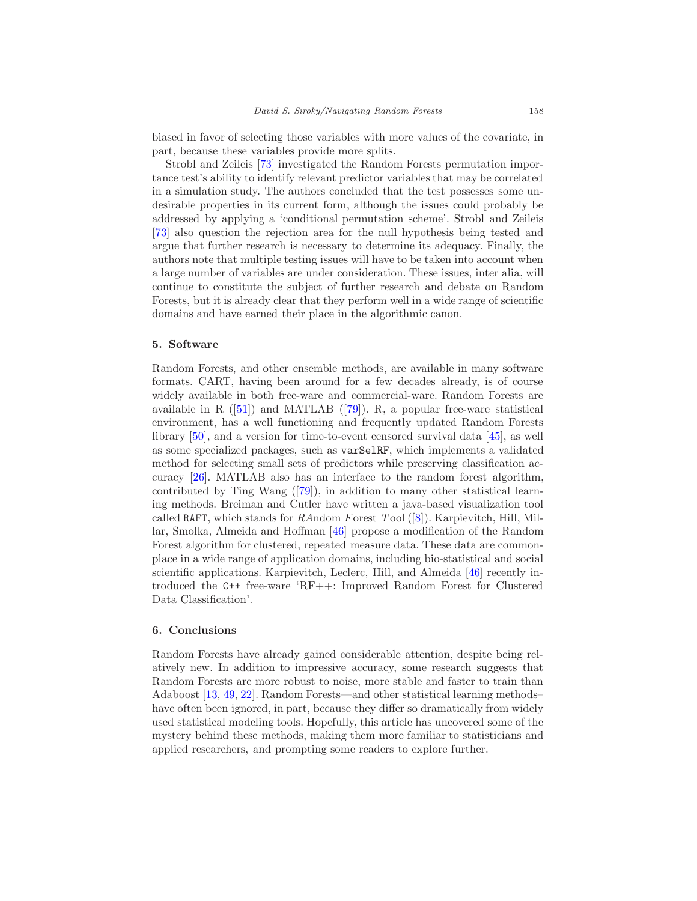biased in favor of selecting those variables with more values of the covariate, in part, because these variables provide more splits.

Strobl and Zeileis [73] investigated the Random Forests permutation importance test's ability to identify relevant predictor variables that may be correlated in a simulation study. The authors concluded that the test possesses some undesirable properties in its current form, although the issues could probably be addressed by applying a 'conditional permutation scheme'. Strobl and Zeileis [73] also question the rejection area for the null hypothesis being tested and argue that further research is necessary to determine its adequacy. Finally, the authors note that multiple testing issues will have to be taken into account when a large number of variables are under consideration. These issues, inter alia, will continue to constitute the subject of further research and debate on Random Forests, but it is already clear that they perform well in a wide range of scientific domains and have earned their place in the algorithmic canon.

## 5. Software

Random Forests, and other ensemble methods, are available in many software formats. CART, having been around for a few decades already, is of course widely available in both free-ware and commercial-ware. Random Forests are available in R ([51]) and MATLAB ([79]). R, a popular free-ware statistical environment, has a well functioning and frequently updated Random Forests library [50], and a version for time-to-event censored survival data [45], as well as some specialized packages, such as `varSelRF`, which implements a validated method for selecting small sets of predictors while preserving classification accuracy [26]. MATLAB also has an interface to the random forest algorithm, contributed by Ting Wang ([79]), in addition to many other statistical learning methods. Breiman and Cutler have written a java-based visualization tool called `RAFT`, which stands for *RA*ndom *F*orest *T*ool ([8]). Karpievitch, Hill, Millar, Smolka, Almeida and Hoffman [46] propose a modification of the Random Forest algorithm for clustered, repeated measure data. These data are commonplace in a wide range of application domains, including bio-statistical and social scientific applications. Karpievitch, Leclerc, Hill, and Almeida [46] recently introduced the `C++` free-ware 'RF++: Improved Random Forest for Clustered Data Classification'.

## 6. Conclusions

Random Forests have already gained considerable attention, despite being relatively new. In addition to impressive accuracy, some research suggests that Random Forests are more robust to noise, more stable and faster to train than Adaboost [13, 49, 22]. Random Forests—and other statistical learning methods–have often been ignored, in part, because they differ so dramatically from widely used statistical modeling tools. Hopefully, this article has uncovered some of the mystery behind these methods, making them more familiar to statisticians and applied researchers, and prompting some readers to explore further.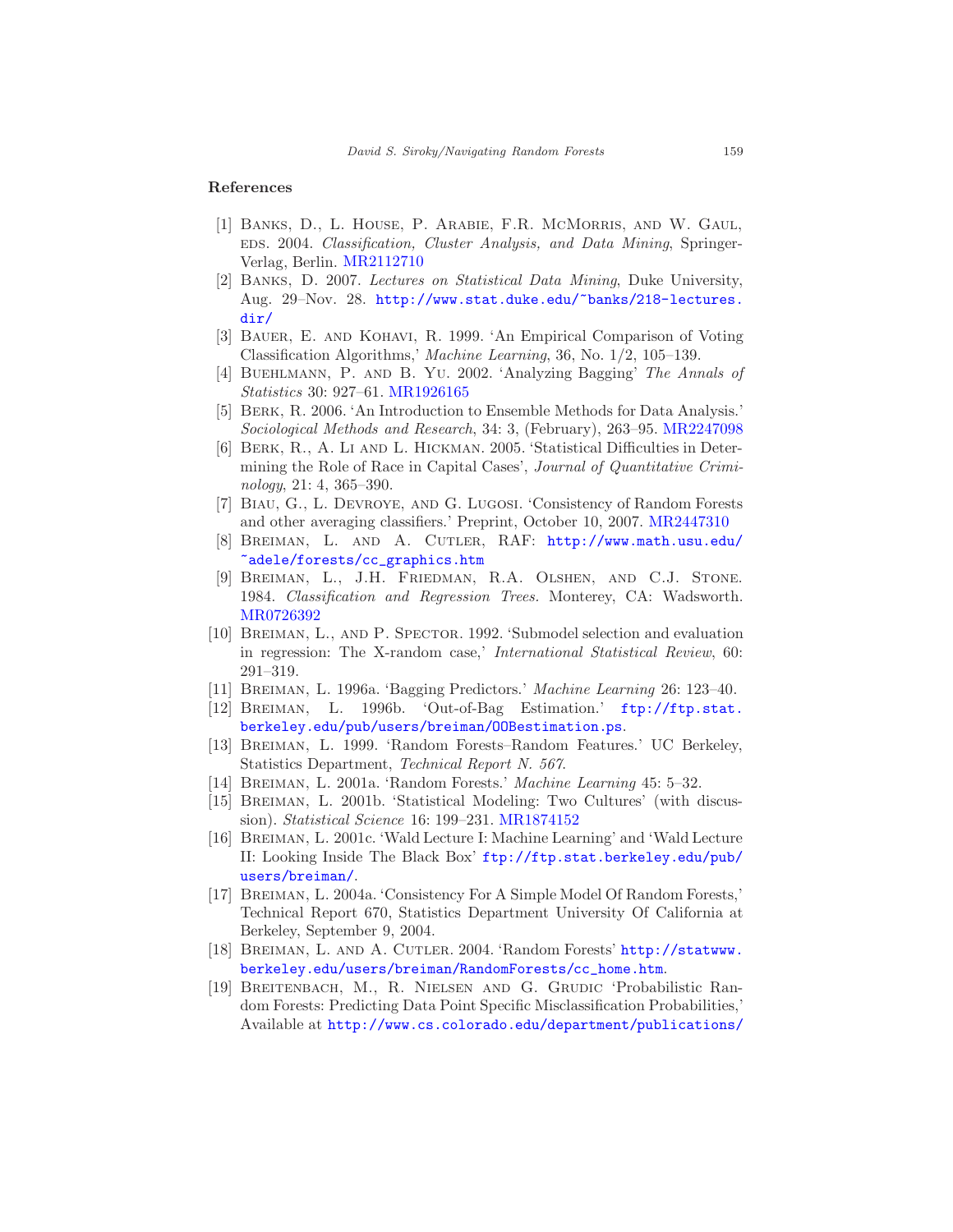## References

[1] Banks, D., L. House, P. Arabie, F.R. McMorris, and W. Gaul, eds. 2004. *Classification, Cluster Analysis, and Data Mining*, Springer-Verlag, Berlin. MR2112710

[2] Banks, D. 2007. *Lectures on Statistical Data Mining*, Duke University, Aug. 29–Nov. 28. http://www.stat.duke.edu/~banks/218-lectures.dir/

[3] Bauer, E. and Kohavi, R. 1999. 'An Empirical Comparison of Voting Classification Algorithms,' *Machine Learning*, 36, No. 1/2, 105–139.

[4] Buehlmann, P. and B. Yu. 2002. 'Analyzing Bagging' *The Annals of Statistics* 30: 927–61. MR1926165

[5] Berk, R. 2006. 'An Introduction to Ensemble Methods for Data Analysis.' *Sociological Methods and Research*, 34: 3, (February), 263–95. MR2247098

[6] Berk, R., A. Li and L. Hickman. 2005. 'Statistical Difficulties in Determining the Role of Race in Capital Cases', *Journal of Quantitative Criminology*, 21: 4, 365–390.

[7] Biau, G., L. Devroye, and G. Lugosi. 'Consistency of Random Forests and other averaging classifiers.' Preprint, October 10, 2007. MR2447310

[8] Breiman, L. and A. Cutler, RAF: http://www.math.usu.edu/~adele/forests/cc_graphics.htm

[9] Breiman, L., J.H. Friedman, R.A. Olshen, and C.J. Stone. 1984. *Classification and Regression Trees.* Monterey, CA: Wadsworth. MR0726392

[10] Breiman, L., and P. Spector. 1992. 'Submodel selection and evaluation in regression: The X-random case,' *International Statistical Review*, 60: 291–319.

[11] Breiman, L. 1996a. 'Bagging Predictors.' *Machine Learning* 26: 123–40.

[12] Breiman, L. 1996b. 'Out-of-Bag Estimation.' ftp://ftp.stat.berkeley.edu/pub/users/breiman/OOBestimation.ps.

[13] Breiman, L. 1999. 'Random Forests–Random Features.' UC Berkeley, Statistics Department, *Technical Report N. 567*.

[14] Breiman, L. 2001a. 'Random Forests.' *Machine Learning* 45: 5–32.

[15] Breiman, L. 2001b. 'Statistical Modeling: Two Cultures' (with discussion). *Statistical Science* 16: 199–231. MR1874152

[16] Breiman, L. 2001c. 'Wald Lecture I: Machine Learning' and 'Wald Lecture II: Looking Inside The Black Box' ftp://ftp.stat.berkeley.edu/pub/users/breiman/.

[17] Breiman, L. 2004a. 'Consistency For A Simple Model Of Random Forests,' Technical Report 670, Statistics Department University Of California at Berkeley, September 9, 2004.

[18] Breiman, L. and A. Cutler. 2004. 'Random Forests' http://statwww.berkeley.edu/users/breiman/RandomForests/cc_home.htm.

[19] Breitenbach, M., R. Nielsen and G. Grudic 'Probabilistic Random Forests: Predicting Data Point Specific Misclassification Probabilities,' Available at http://www.cs.colorado.edu/department/publications/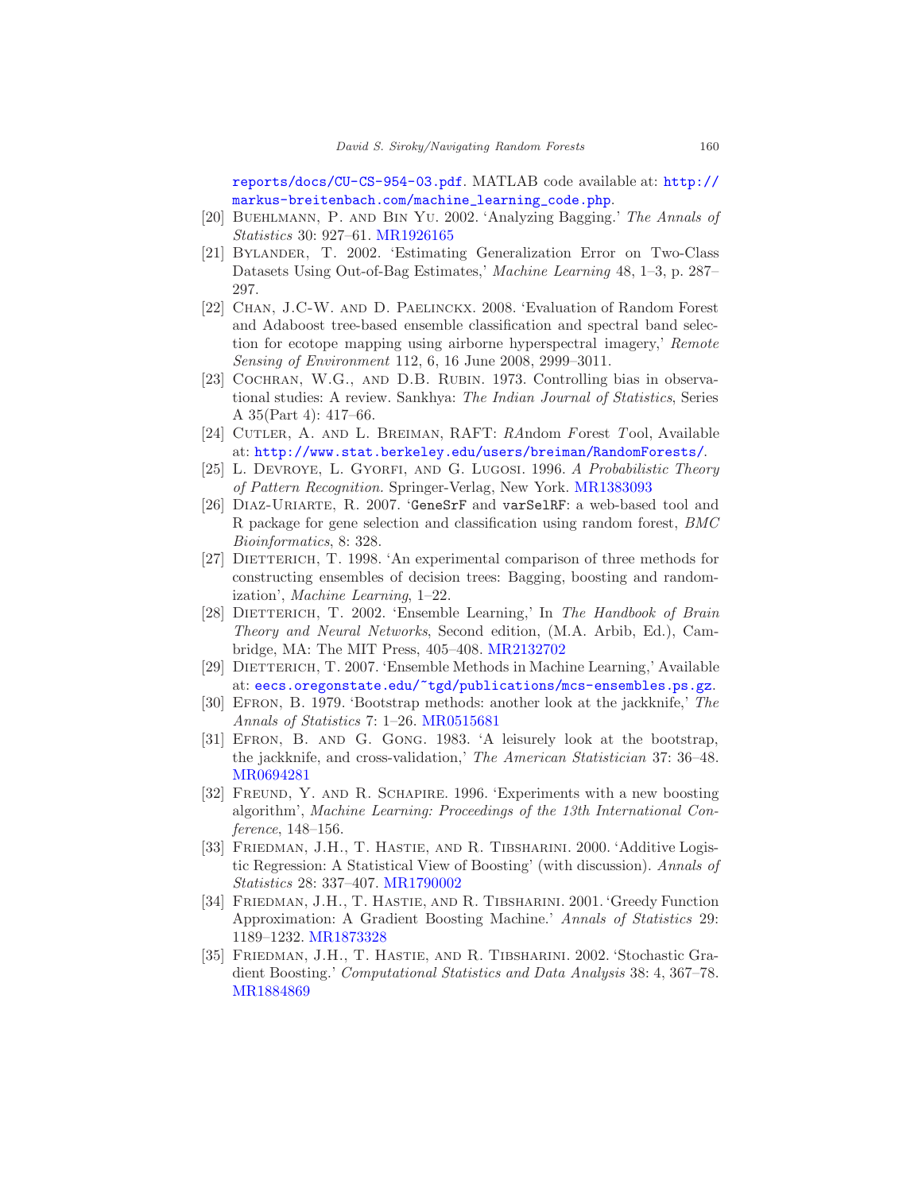reports/docs/CU-CS-954-03.pdf. MATLAB code available at: http://markus-breitenbach.com/machine_learning_code.php.

[20] Buehlmann, P. and Bin Yu. 2002. 'Analyzing Bagging.' *The Annals of Statistics* 30: 927–61. MR1926165

[21] Bylander, T. 2002. 'Estimating Generalization Error on Two-Class Datasets Using Out-of-Bag Estimates,' *Machine Learning* 48, 1–3, p. 287–297.

[22] Chan, J.C-W. and D. Paelinckx. 2008. 'Evaluation of Random Forest and Adaboost tree-based ensemble classification and spectral band selection for ecotope mapping using airborne hyperspectral imagery,' *Remote Sensing of Environment* 112, 6, 16 June 2008, 2999–3011.

[23] Cochran, W.G., and D.B. Rubin. 1973. Controlling bias in observational studies: A review. Sankhya: *The Indian Journal of Statistics*, Series A 35(Part 4): 417–66.

[24] Cutler, A. and L. Breiman, RAFT: *RA*ndom *F*orest *T*ool, Available at: http://www.stat.berkeley.edu/users/breiman/RandomForests/.

[25] L. Devroye, L. Gyorfi, and G. Lugosi. 1996. *A Probabilistic Theory of Pattern Recognition*. Springer-Verlag, New York. MR1383093

[26] Diaz-Uriarte, R. 2007. 'GeneSrF and varSelRF: a web-based tool and R package for gene selection and classification using random forest, *BMC Bioinformatics*, 8: 328.

[27] Dietterich, T. 1998. 'An experimental comparison of three methods for constructing ensembles of decision trees: Bagging, boosting and randomization', *Machine Learning*, 1–22.

[28] Dietterich, T. 2002. 'Ensemble Learning,' In *The Handbook of Brain Theory and Neural Networks*, Second edition, (M.A. Arbib, Ed.), Cambridge, MA: The MIT Press, 405–408. MR2132702

[29] Dietterich, T. 2007. 'Ensemble Methods in Machine Learning,' Available at: eecs.oregonstate.edu/~tgd/publications/mcs-ensembles.ps.gz.

[30] Efron, B. 1979. 'Bootstrap methods: another look at the jackknife,' *The Annals of Statistics* 7: 1–26. MR0515681

[31] Efron, B. and G. Gong. 1983. 'A leisurely look at the bootstrap, the jackknife, and cross-validation,' *The American Statistician* 37: 36–48. MR0694281

[32] Freund, Y. and R. Schapire. 1996. 'Experiments with a new boosting algorithm', *Machine Learning: Proceedings of the 13th International Conference*, 148–156.

[33] Friedman, J.H., T. Hastie, and R. Tibsharini. 2000. 'Additive Logistic Regression: A Statistical View of Boosting' (with discussion). *Annals of Statistics* 28: 337–407. MR1790002

[34] Friedman, J.H., T. Hastie, and R. Tibsharini. 2001. 'Greedy Function Approximation: A Gradient Boosting Machine.' *Annals of Statistics* 29: 1189–1232. MR1873328

[35] Friedman, J.H., T. Hastie, and R. Tibsharini. 2002. 'Stochastic Gradient Boosting.' *Computational Statistics and Data Analysis* 38: 4, 367–78. MR1884869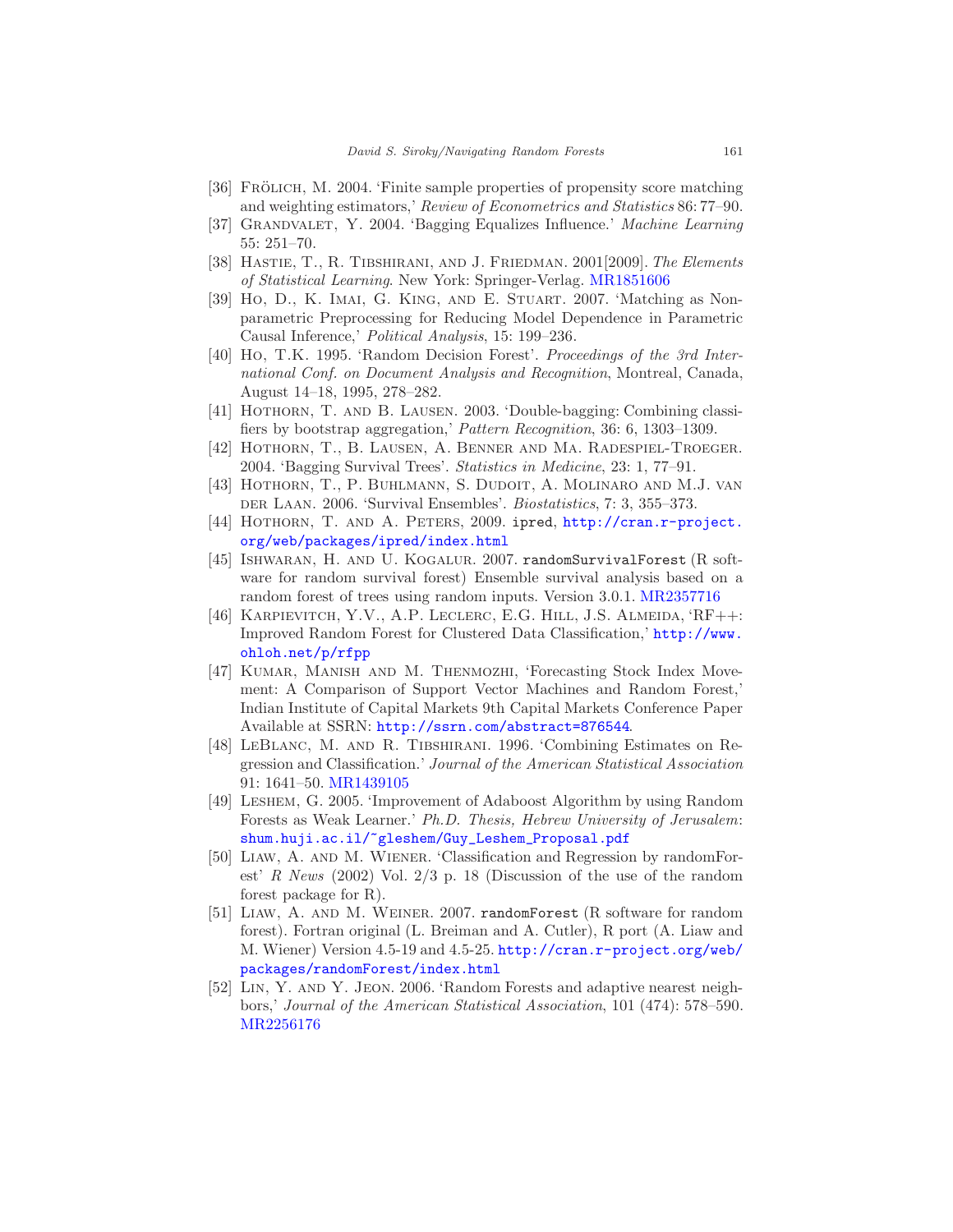[36] Frölich, M. 2004. 'Finite sample properties of propensity score matching and weighting estimators,' *Review of Econometrics and Statistics* 86: 77–90.

[37] Grandvalet, Y. 2004. 'Bagging Equalizes Influence.' *Machine Learning* 55: 251–70.

[38] Hastie, T., R. Tibshirani, and J. Friedman. 2001[2009]. *The Elements of Statistical Learning*. New York: Springer-Verlag. MR1851606

[39] Ho, D., K. Imai, G. King, and E. Stuart. 2007. 'Matching as Nonparametric Preprocessing for Reducing Model Dependence in Parametric Causal Inference,' *Political Analysis*, 15: 199–236.

[40] Ho, T.K. 1995. 'Random Decision Forest'. *Proceedings of the 3rd International Conf. on Document Analysis and Recognition*, Montreal, Canada, August 14–18, 1995, 278–282.

[41] Hothorn, T. and B. Lausen. 2003. 'Double-bagging: Combining classifiers by bootstrap aggregation,' *Pattern Recognition*, 36: 6, 1303–1309.

[42] Hothorn, T., B. Lausen, A. Benner and Ma. Radespiel-Troeger. 2004. 'Bagging Survival Trees'. *Statistics in Medicine*, 23: 1, 77–91.

[43] Hothorn, T., P. Buhlmann, S. Dudoit, A. Molinaro and M.J. van der Laan. 2006. 'Survival Ensembles'. *Biostatistics*, 7: 3, 355–373.

[44] Hothorn, T. and A. Peters, 2009. `ipred`, http://cran.r-project.org/web/packages/ipred/index.html

[45] Ishwaran, H. and U. Kogalur. 2007. `randomSurvivalForest` (R software for random survival forest) Ensemble survival analysis based on a random forest of trees using random inputs. Version 3.0.1. MR2357716

[46] Karpievitch, Y.V., A.P. Leclerc, E.G. Hill, J.S. Almeida, 'RF++: Improved Random Forest for Clustered Data Classification,' http://www.ohloh.net/p/rfpp

[47] Kumar, Manish and M. Thenmozhi, 'Forecasting Stock Index Movement: A Comparison of Support Vector Machines and Random Forest,' Indian Institute of Capital Markets 9th Capital Markets Conference Paper Available at SSRN: http://ssrn.com/abstract=876544.

[48] LeBlanc, M. and R. Tibshirani. 1996. 'Combining Estimates on Regression and Classification.' *Journal of the American Statistical Association* 91: 1641–50. MR1439105

[49] Leshem, G. 2005. 'Improvement of Adaboost Algorithm by using Random Forests as Weak Learner.' *Ph.D. Thesis, Hebrew University of Jerusalem*: shum.huji.ac.il/~gleshem/Guy_Leshem_Proposal.pdf

[50] Liaw, A. and M. Wiener. 'Classification and Regression by randomForest' *R News* (2002) Vol. 2/3 p. 18 (Discussion of the use of the random forest package for R).

[51] Liaw, A. and M. Weiner. 2007. `randomForest` (R software for random forest). Fortran original (L. Breiman and A. Cutler), R port (A. Liaw and M. Wiener) Version 4.5-19 and 4.5-25. http://cran.r-project.org/web/packages/randomForest/index.html

[52] Lin, Y. and Y. Jeon. 2006. 'Random Forests and adaptive nearest neighbors,' *Journal of the American Statistical Association*, 101 (474): 578–590. MR2256176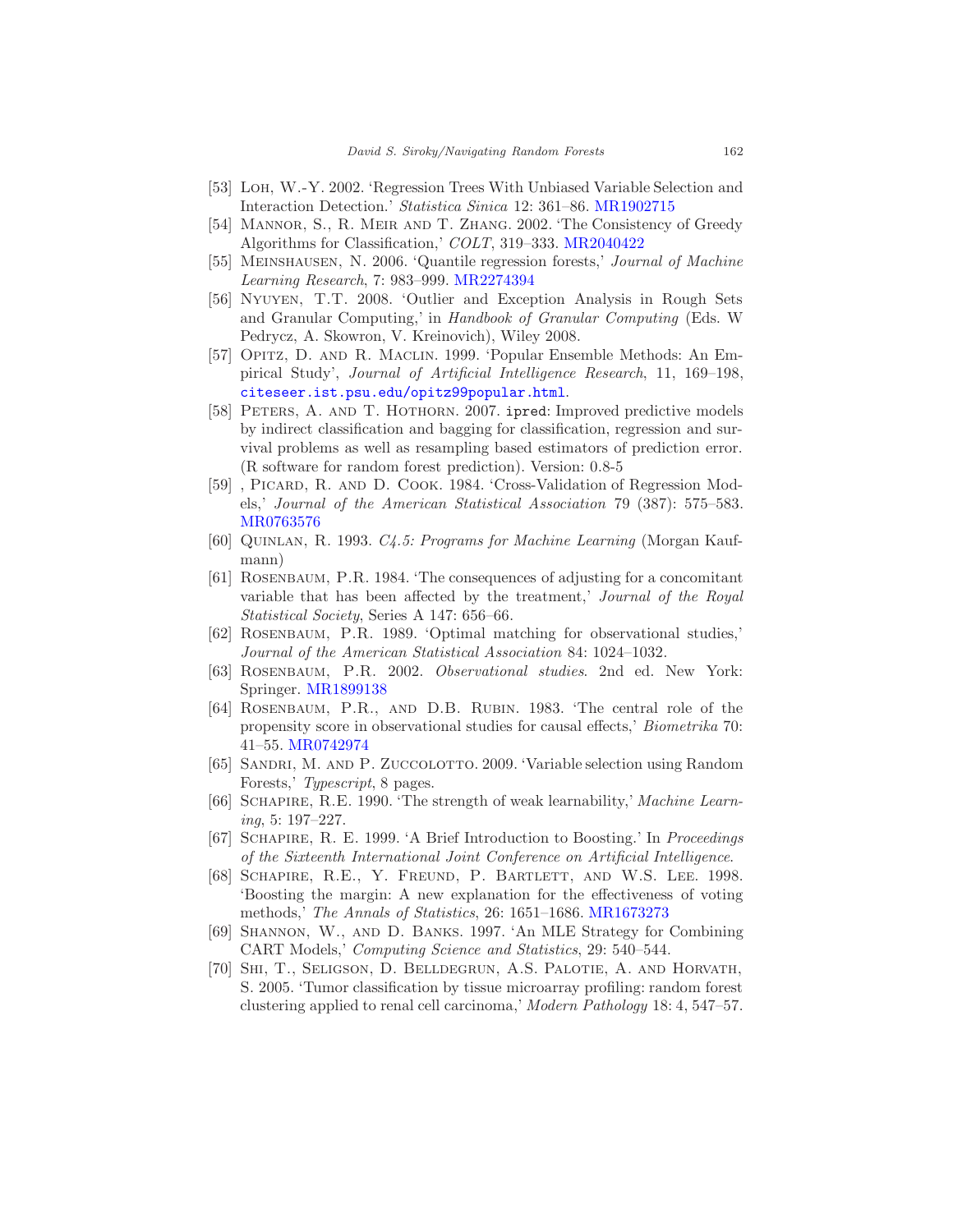[53] Loh, W.-Y. 2002. 'Regression Trees With Unbiased Variable Selection and Interaction Detection.' *Statistica Sinica* 12: 361–86. MR1902715

[54] Mannor, S., R. Meir and T. Zhang. 2002. 'The Consistency of Greedy Algorithms for Classification,' *COLT*, 319–333. MR2040422

[55] Meinshausen, N. 2006. 'Quantile regression forests,' *Journal of Machine Learning Research*, 7: 983–999. MR2274394

[56] Nyuyen, T.T. 2008. 'Outlier and Exception Analysis in Rough Sets and Granular Computing,' in *Handbook of Granular Computing* (Eds. W Pedrycz, A. Skowron, V. Kreinovich), Wiley 2008.

[57] Opitz, D. and R. Maclin. 1999. 'Popular Ensemble Methods: An Empirical Study', *Journal of Artificial Intelligence Research*, 11, 169–198, `citeseer.ist.psu.edu/opitz99popular.html`.

[58] Peters, A. and T. Hothorn. 2007. `ipred`: Improved predictive models by indirect classification and bagging for classification, regression and survival problems as well as resampling based estimators of prediction error. (R software for random forest prediction). Version: 0.8-5

[59] , Picard, R. and D. Cook. 1984. 'Cross-Validation of Regression Models,' *Journal of the American Statistical Association* 79 (387): 575–583. MR0763576

[60] Quinlan, R. 1993. *C4.5: Programs for Machine Learning* (Morgan Kaufmann)

[61] Rosenbaum, P.R. 1984. 'The consequences of adjusting for a concomitant variable that has been affected by the treatment,' *Journal of the Royal Statistical Society*, Series A 147: 656–66.

[62] Rosenbaum, P.R. 1989. 'Optimal matching for observational studies,' *Journal of the American Statistical Association* 84: 1024–1032.

[63] Rosenbaum, P.R. 2002. *Observational studies*. 2nd ed. New York: Springer. MR1899138

[64] Rosenbaum, P.R., and D.B. Rubin. 1983. 'The central role of the propensity score in observational studies for causal effects,' *Biometrika* 70: 41–55. MR0742974

[65] Sandri, M. and P. Zuccolotto. 2009. 'Variable selection using Random Forests,' *Typescript*, 8 pages.

[66] Schapire, R.E. 1990. 'The strength of weak learnability,' *Machine Learning*, 5: 197–227.

[67] Schapire, R. E. 1999. 'A Brief Introduction to Boosting.' In *Proceedings of the Sixteenth International Joint Conference on Artificial Intelligence*.

[68] Schapire, R.E., Y. Freund, P. Bartlett, and W.S. Lee. 1998. 'Boosting the margin: A new explanation for the effectiveness of voting methods,' *The Annals of Statistics*, 26: 1651–1686. MR1673273

[69] Shannon, W., and D. Banks. 1997. 'An MLE Strategy for Combining CART Models,' *Computing Science and Statistics*, 29: 540–544.

[70] Shi, T., Seligson, D. Belldegrun, A.S. Palotie, A. and Horvath, S. 2005. 'Tumor classification by tissue microarray profiling: random forest clustering applied to renal cell carcinoma,' *Modern Pathology* 18: 4, 547–57.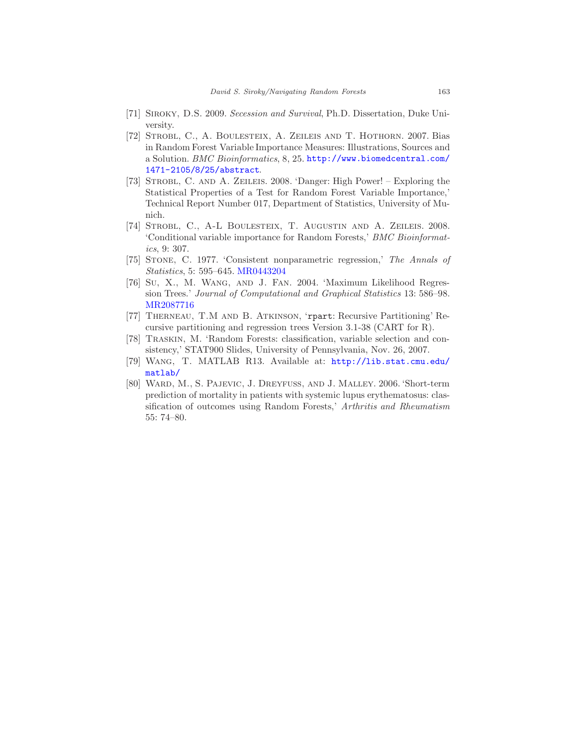[71] Siroky, D.S. 2009. *Secession and Survival*, Ph.D. Dissertation, Duke University.

[72] Strobl, C., A. Boulesteix, A. Zeileis and T. Hothorn. 2007. Bias in Random Forest Variable Importance Measures: Illustrations, Sources and a Solution. *BMC Bioinformatics*, 8, 25. http://www.biomedcentral.com/1471-2105/8/25/abstract.

[73] Strobl, C. and A. Zeileis. 2008. 'Danger: High Power! – Exploring the Statistical Properties of a Test for Random Forest Variable Importance,' Technical Report Number 017, Department of Statistics, University of Munich.

[74] Strobl, C., A-L Boulesteix, T. Augustin and A. Zeileis. 2008. 'Conditional variable importance for Random Forests,' *BMC Bioinformatics*, 9: 307.

[75] Stone, C. 1977. 'Consistent nonparametric regression,' *The Annals of Statistics*, 5: 595–645. MR0443204

[76] Su, X., M. Wang, and J. Fan. 2004. 'Maximum Likelihood Regression Trees.' *Journal of Computational and Graphical Statistics* 13: 586–98. MR2087716

[77] Therneau, T.M and B. Atkinson, '`rpart`: Recursive Partitioning' Recursive partitioning and regression trees Version 3.1-38 (CART for R).

[78] Traskin, M. 'Random Forests: classification, variable selection and consistency,' STAT900 Slides, University of Pennsylvania, Nov. 26, 2007.

[79] Wang, T. MATLAB R13. Available at: http://lib.stat.cmu.edu/matlab/

[80] Ward, M., S. Pajevic, J. Dreyfuss, and J. Malley. 2006. 'Short-term prediction of mortality in patients with systemic lupus erythematosus: classification of outcomes using Random Forests,' *Arthritis and Rheumatism* 55: 74–80.